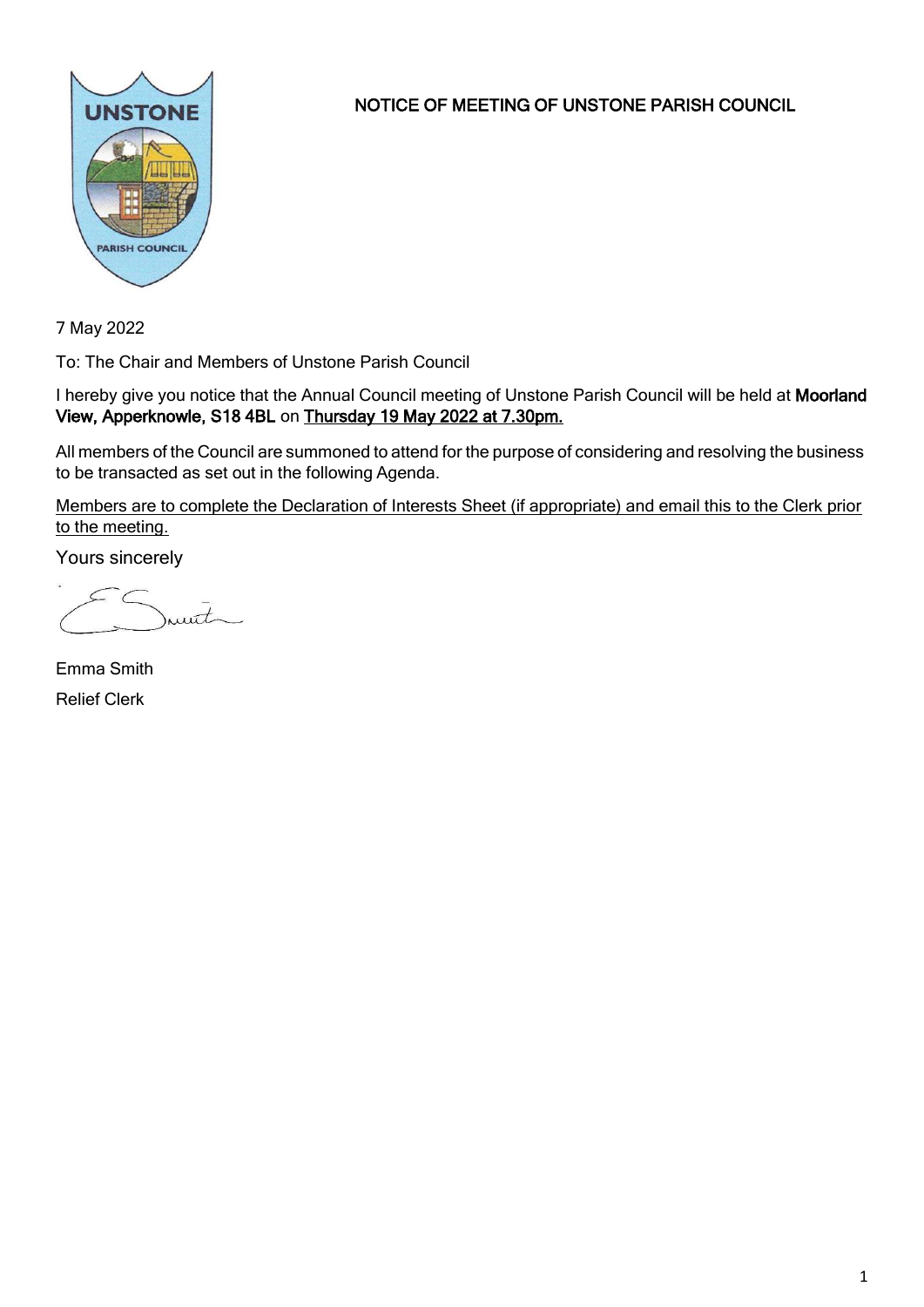# NOTICE OF MEETING OF UNSTONE PARISH COUNCIL

7 May 2022

To: The Chair and Members of Unstone Parish Council

I hereby give you notice that the Annual Council meeting of Unstone Parish Council will be held at **Moorland View, Apperknowle, S18 4BL** on **Thursday 19 May 2022 at 7.30pm.**

All members of the Council are summoned to attend for the purpose of considering and resolving the business to be transacted as set out in the following Agenda.

Members are to complete the Declaration of Interests Sheet (if appropriate) and email this to the Clerk prior to the meeting.

Yours sincerely

Emma Smith

Relief Clerk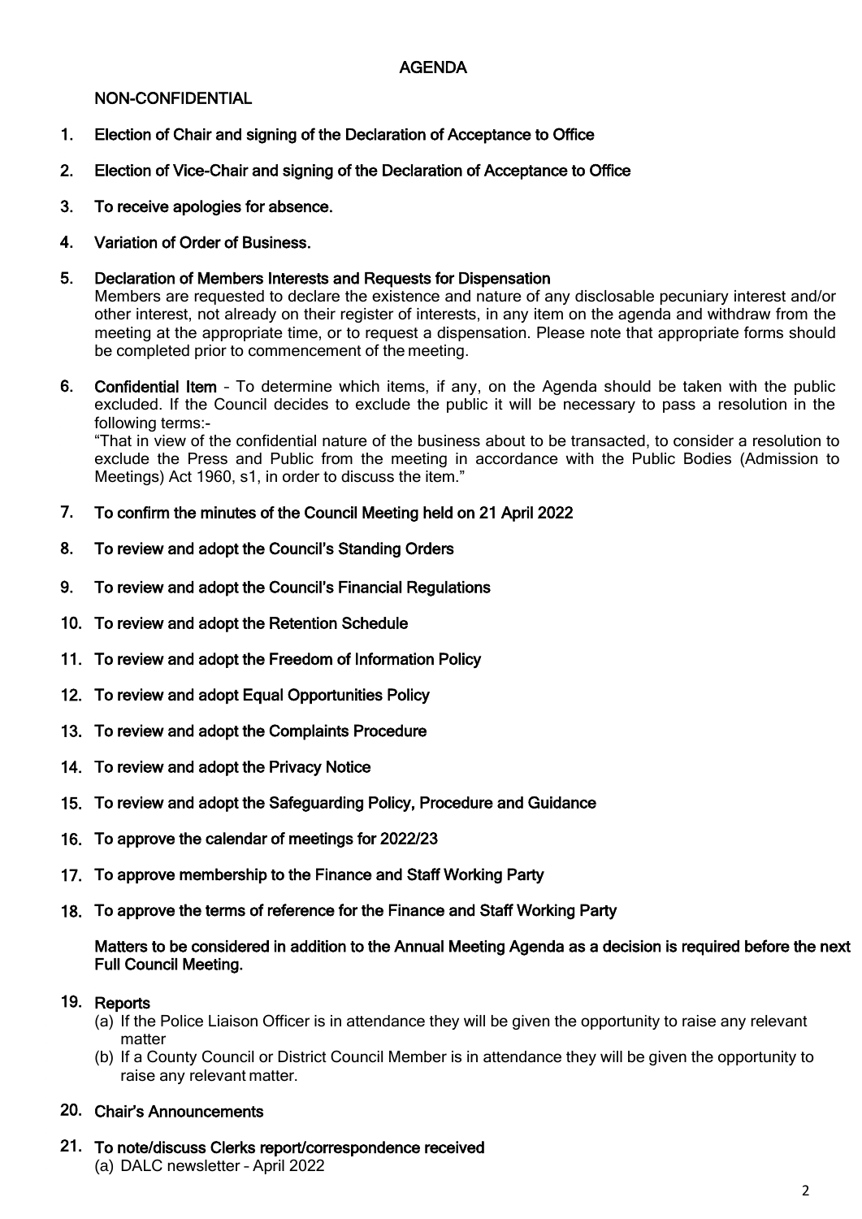# AGENDA

## NON-CONFIDENTIAL

1. **Election of Chair and signing of the Declaration of Acceptance to Office**

2. **Election of Vice-Chair and signing of the Declaration of Acceptance to Office**

3. **To receive apologies for absence.**

4. **Variation of Order of Business.**

5. **Declaration of Members Interests and Requests for Dispensation**
   Members are requested to declare the existence and nature of any disclosable pecuniary interest and/or other interest, not already on their register of interests, in any item on the agenda and withdraw from the meeting at the appropriate time, or to request a dispensation. Please note that appropriate forms should be completed prior to commencement of the meeting.

6. **Confidential Item** – To determine which items, if any, on the Agenda should be taken with the public excluded. If the Council decides to exclude the public it will be necessary to pass a resolution in the following terms:-
   "That in view of the confidential nature of the business about to be transacted, to consider a resolution to exclude the Press and Public from the meeting in accordance with the Public Bodies (Admission to Meetings) Act 1960, s1, in order to discuss the item."

7. **To confirm the minutes of the Council Meeting held on 21 April 2022**

8. **To review and adopt the Council's Standing Orders**

9. **To review and adopt the Council's Financial Regulations**

10. **To review and adopt the Retention Schedule**

11. **To review and adopt the Freedom of Information Policy**

12. **To review and adopt Equal Opportunities Policy**

13. **To review and adopt the Complaints Procedure**

14. **To review and adopt the Privacy Notice**

15. **To review and adopt the Safeguarding Policy, Procedure and Guidance**

16. **To approve the calendar of meetings for 2022/23**

17. **To approve membership to the Finance and Staff Working Party**

18. **To approve the terms of reference for the Finance and Staff Working Party**

**Matters to be considered in addition to the Annual Meeting Agenda as a decision is required before the next Full Council Meeting.**

19. **Reports**
   (a) If the Police Liaison Officer is in attendance they will be given the opportunity to raise any relevant matter
   (b) If a County Council or District Council Member is in attendance they will be given the opportunity to raise any relevant matter.

20. **Chair's Announcements**

21. **To note/discuss Clerks report/correspondence received**
   (a) DALC newsletter – April 2022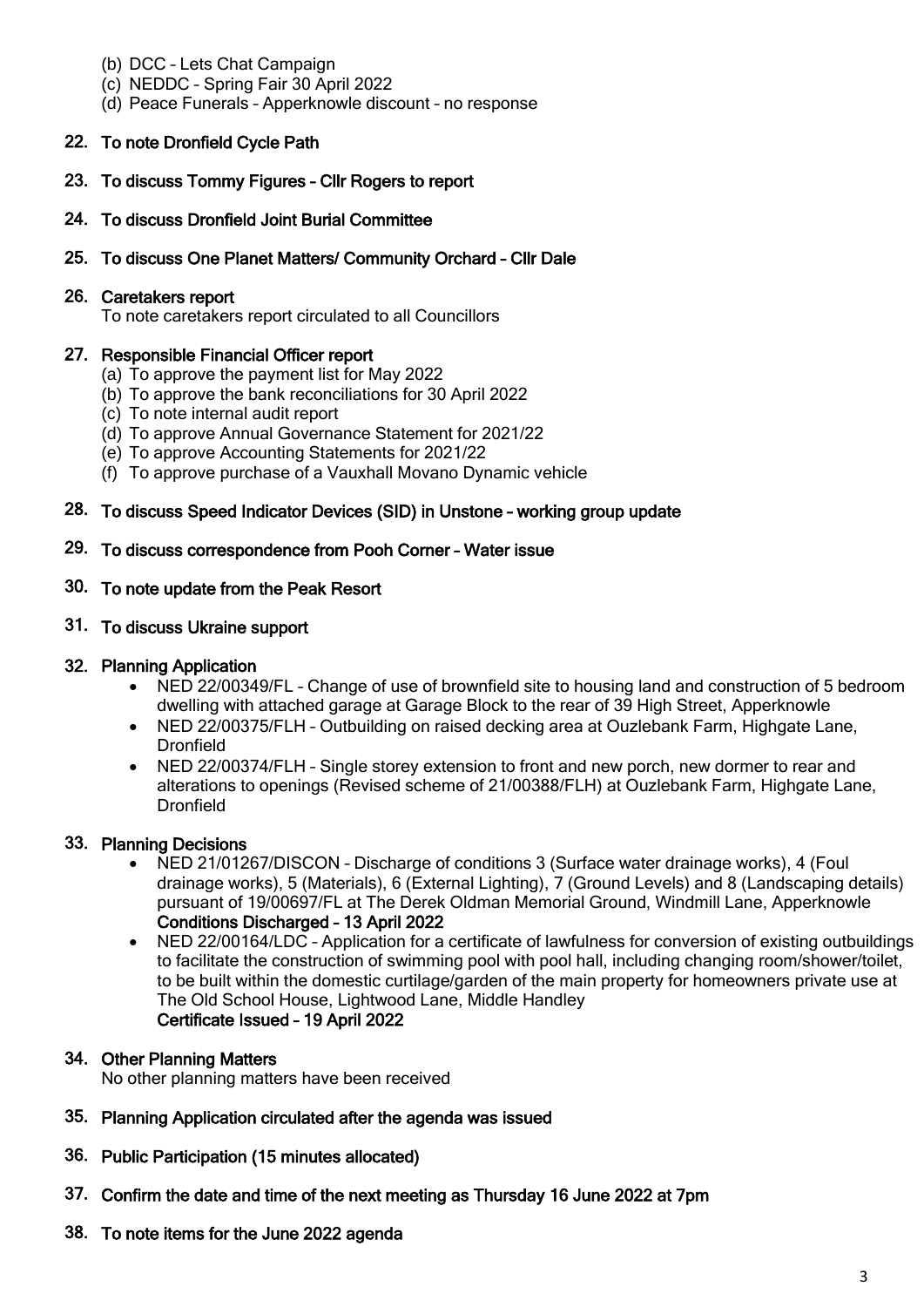(b) DCC – Lets Chat Campaign
(c) NEDDC – Spring Fair 30 April 2022
(d) Peace Funerals – Apperknowle discount – no response

22. **To note Dronfield Cycle Path**

23. **To discuss Tommy Figures – Cllr Rogers to report**

24. **To discuss Dronfield Joint Burial Committee**

25. **To discuss One Planet Matters/ Community Orchard – Cllr Dale**

26. **Caretakers report**
    To note caretakers report circulated to all Councillors

27. **Responsible Financial Officer report**
    (a) To approve the payment list for May 2022
    (b) To approve the bank reconciliations for 30 April 2022
    (c) To note internal audit report
    (d) To approve Annual Governance Statement for 2021/22
    (e) To approve Accounting Statements for 2021/22
    (f) To approve purchase of a Vauxhall Movano Dynamic vehicle

28. **To discuss Speed Indicator Devices (SID) in Unstone – working group update**

29. **To discuss correspondence from Pooh Corner – Water issue**

30. **To note update from the Peak Resort**

31. **To discuss Ukraine support**

32. **Planning Application**
    - NED 22/00349/FL – Change of use of brownfield site to housing land and construction of 5 bedroom dwelling with attached garage at Garage Block to the rear of 39 High Street, Apperknowle
    - NED 22/00375/FLH – Outbuilding on raised decking area at Ouzlebank Farm, Highgate Lane, Dronfield
    - NED 22/00374/FLH – Single storey extension to front and new porch, new dormer to rear and alterations to openings (Revised scheme of 21/00388/FLH) at Ouzlebank Farm, Highgate Lane, Dronfield

33. **Planning Decisions**
    - NED 21/01267/DISCON – Discharge of conditions 3 (Surface water drainage works), 4 (Foul drainage works), 5 (Materials), 6 (External Lighting), 7 (Ground Levels) and 8 (Landscaping details) pursuant of 19/00697/FL at The Derek Oldman Memorial Ground, Windmill Lane, Apperknowle
      **Conditions Discharged – 13 April 2022**
    - NED 22/00164/LDC – Application for a certificate of lawfulness for conversion of existing outbuildings to facilitate the construction of swimming pool with pool hall, including changing room/shower/toilet, to be built within the domestic curtilage/garden of the main property for homeowners private use at The Old School House, Lightwood Lane, Middle Handley
      **Certificate Issued – 19 April 2022**

34. **Other Planning Matters**
    No other planning matters have been received

35. **Planning Application circulated after the agenda was issued**

36. **Public Participation (15 minutes allocated)**

37. **Confirm the date and time of the next meeting as Thursday 16 June 2022 at 7pm**

38. **To note items for the June 2022 agenda**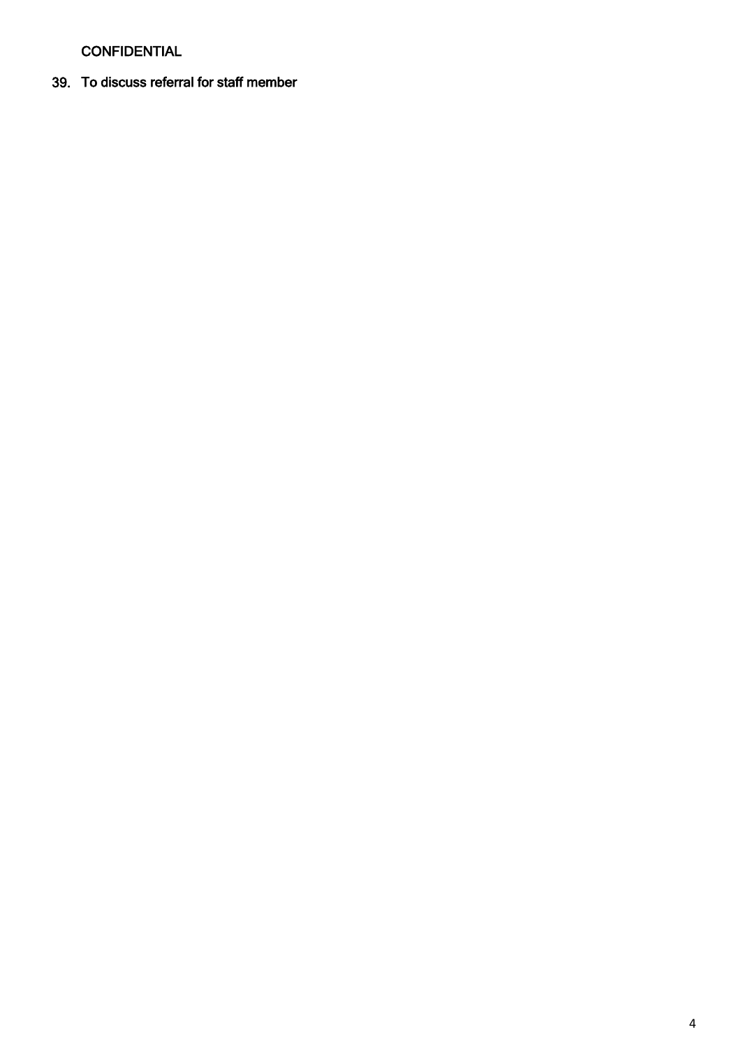CONFIDENTIAL

39. **To discuss referral for staff member**